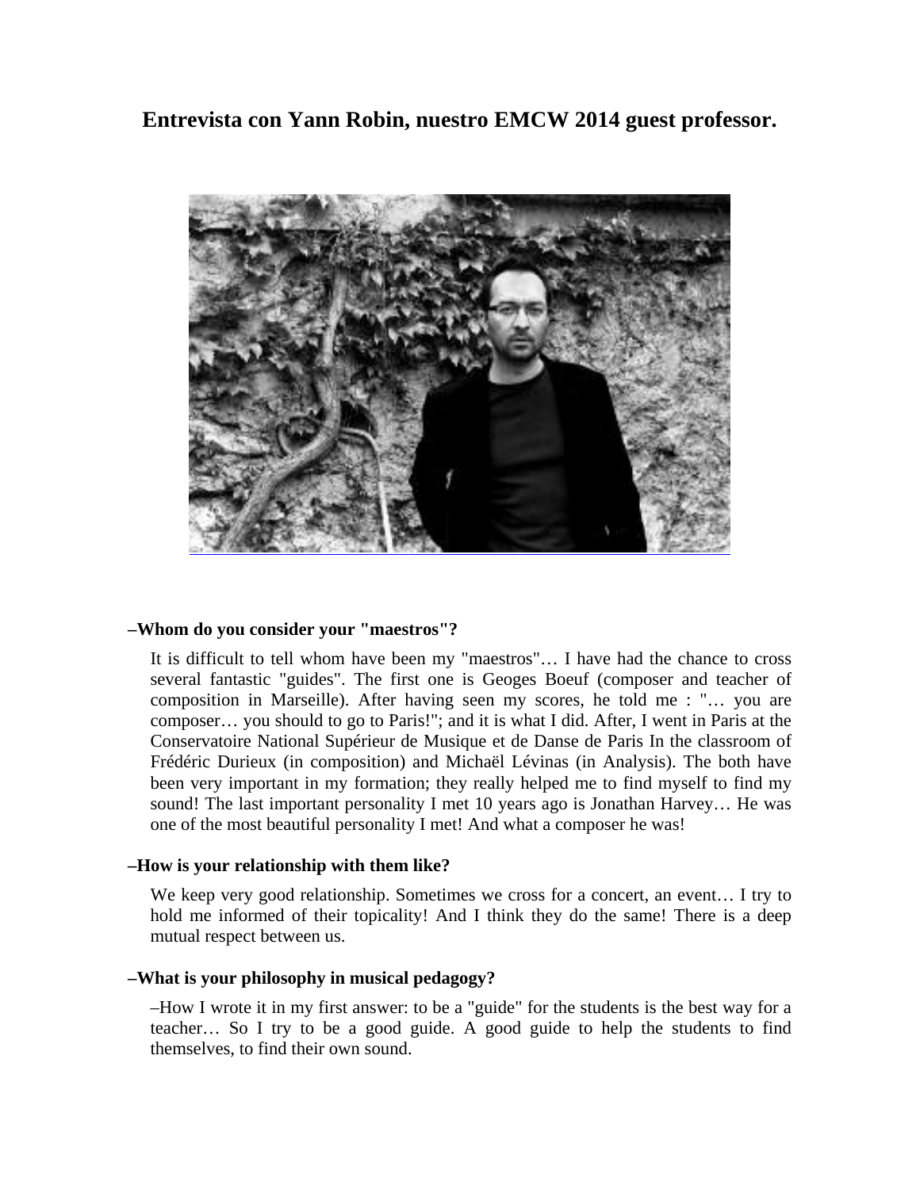# Entrevista con Yann Robin, nuestro EMCW 2014 guest professor.

**–Whom do you consider your "maestros"?**

It is difficult to tell whom have been my "maestros"… I have had the chance to cross several fantastic "guides". The first one is Geoges Boeuf (composer and teacher of composition in Marseille). After having seen my scores, he told me : "… you are composer… you should to go to Paris!"; and it is what I did. After, I went in Paris at the Conservatoire National Supérieur de Musique et de Danse de Paris In the classroom of Frédéric Durieux (in composition) and Michaël Lévinas (in Analysis). The both have been very important in my formation; they really helped me to find myself to find my sound! The last important personality I met 10 years ago is Jonathan Harvey… He was one of the most beautiful personality I met! And what a composer he was!

**–How is your relationship with them like?**

We keep very good relationship. Sometimes we cross for a concert, an event… I try to hold me informed of their topicality! And I think they do the same! There is a deep mutual respect between us.

**–What is your philosophy in musical pedagogy?**

–How I wrote it in my first answer: to be a "guide" for the students is the best way for a teacher… So I try to be a good guide. A good guide to help the students to find themselves, to find their own sound.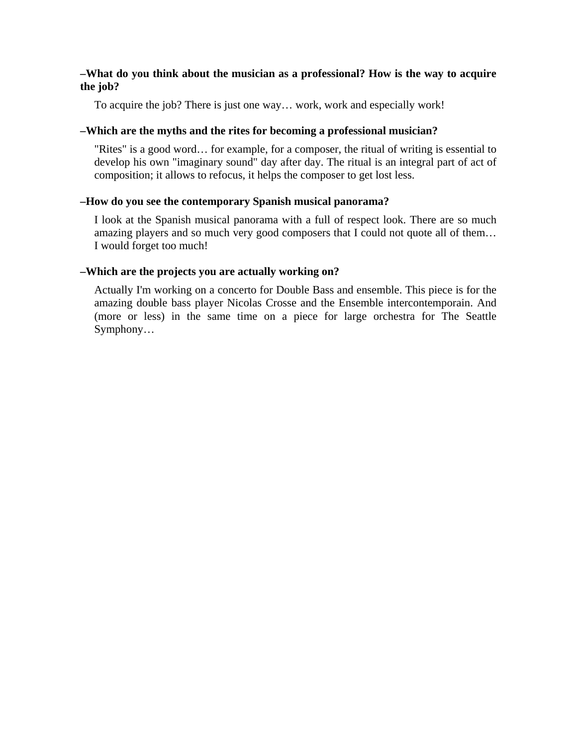**–What do you think about the musician as a professional? How is the way to acquire the job?**

To acquire the job? There is just one way… work, work and especially work!

**–Which are the myths and the rites for becoming a professional musician?**

"Rites" is a good word… for example, for a composer, the ritual of writing is essential to develop his own "imaginary sound" day after day. The ritual is an integral part of act of composition; it allows to refocus, it helps the composer to get lost less.

**–How do you see the contemporary Spanish musical panorama?**

I look at the Spanish musical panorama with a full of respect look. There are so much amazing players and so much very good composers that I could not quote all of them… I would forget too much!

**–Which are the projects you are actually working on?**

Actually I'm working on a concerto for Double Bass and ensemble. This piece is for the amazing double bass player Nicolas Crosse and the Ensemble intercontemporain. And (more or less) in the same time on a piece for large orchestra for The Seattle Symphony…